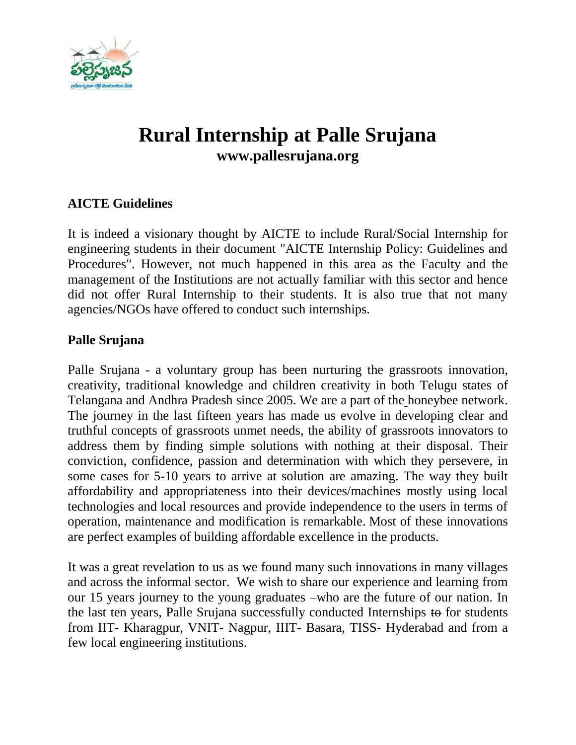# Rural Internship at Palle Srujana

**www.pallesrujana.org**

## AICTE Guidelines

It is indeed a visionary thought by AICTE to include Rural/Social Internship for engineering students in their document "AICTE Internship Policy: Guidelines and Procedures". However, not much happened in this area as the Faculty and the management of the Institutions are not actually familiar with this sector and hence did not offer Rural Internship to their students. It is also true that not many agencies/NGOs have offered to conduct such internships.

## Palle Srujana

Palle Srujana - a voluntary group has been nurturing the grassroots innovation, creativity, traditional knowledge and children creativity in both Telugu states of Telangana and Andhra Pradesh since 2005. We are a part of the honeybee network. The journey in the last fifteen years has made us evolve in developing clear and truthful concepts of grassroots unmet needs, the ability of grassroots innovators to address them by finding simple solutions with nothing at their disposal. Their conviction, confidence, passion and determination with which they persevere, in some cases for 5-10 years to arrive at solution are amazing. The way they built affordability and appropriateness into their devices/machines mostly using local technologies and local resources and provide independence to the users in terms of operation, maintenance and modification is remarkable. Most of these innovations are perfect examples of building affordable excellence in the products.

It was a great revelation to us as we found many such innovations in many villages and across the informal sector. We wish to share our experience and learning from our 15 years journey to the young graduates –who are the future of our nation. In the last ten years, Palle Srujana successfully conducted Internships ~~to~~ for students from IIT- Kharagpur, VNIT- Nagpur, IIIT- Basara, TISS- Hyderabad and from a few local engineering institutions.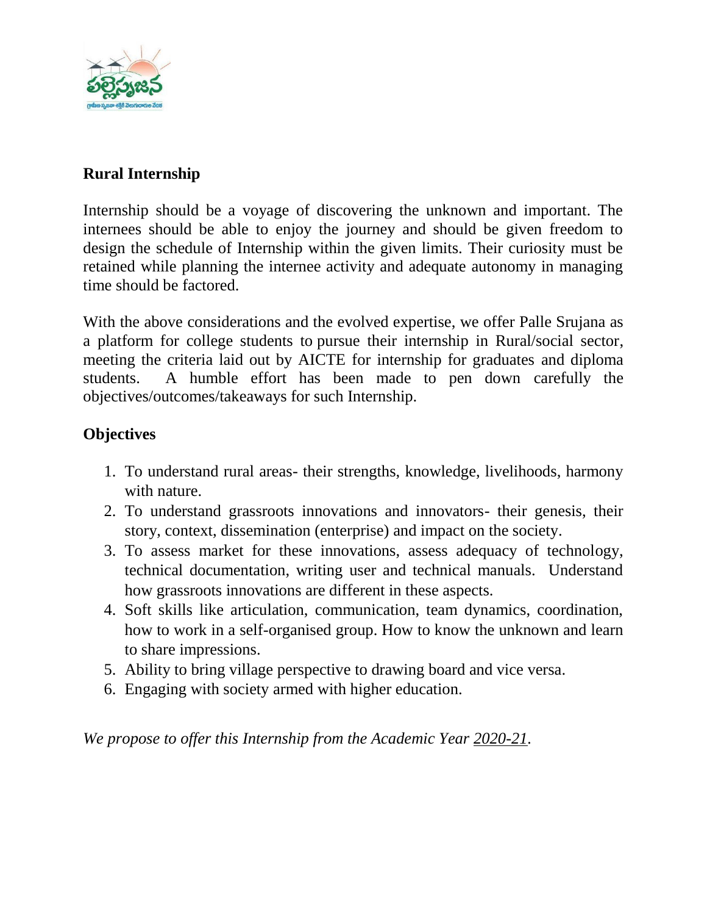## Rural Internship

Internship should be a voyage of discovering the unknown and important. The internees should be able to enjoy the journey and should be given freedom to design the schedule of Internship within the given limits. Their curiosity must be retained while planning the internee activity and adequate autonomy in managing time should be factored.

With the above considerations and the evolved expertise, we offer Palle Srujana as a platform for college students to pursue their internship in Rural/social sector, meeting the criteria laid out by AICTE for internship for graduates and diploma students. A humble effort has been made to pen down carefully the objectives/outcomes/takeaways for such Internship.

## Objectives

1. To understand rural areas- their strengths, knowledge, livelihoods, harmony with nature.
2. To understand grassroots innovations and innovators- their genesis, their story, context, dissemination (enterprise) and impact on the society.
3. To assess market for these innovations, assess adequacy of technology, technical documentation, writing user and technical manuals. Understand how grassroots innovations are different in these aspects.
4. Soft skills like articulation, communication, team dynamics, coordination, how to work in a self-organised group. How to know the unknown and learn to share impressions.
5. Ability to bring village perspective to drawing board and vice versa.
6. Engaging with society armed with higher education.

*We propose to offer this Internship from the Academic Year 2020-21.*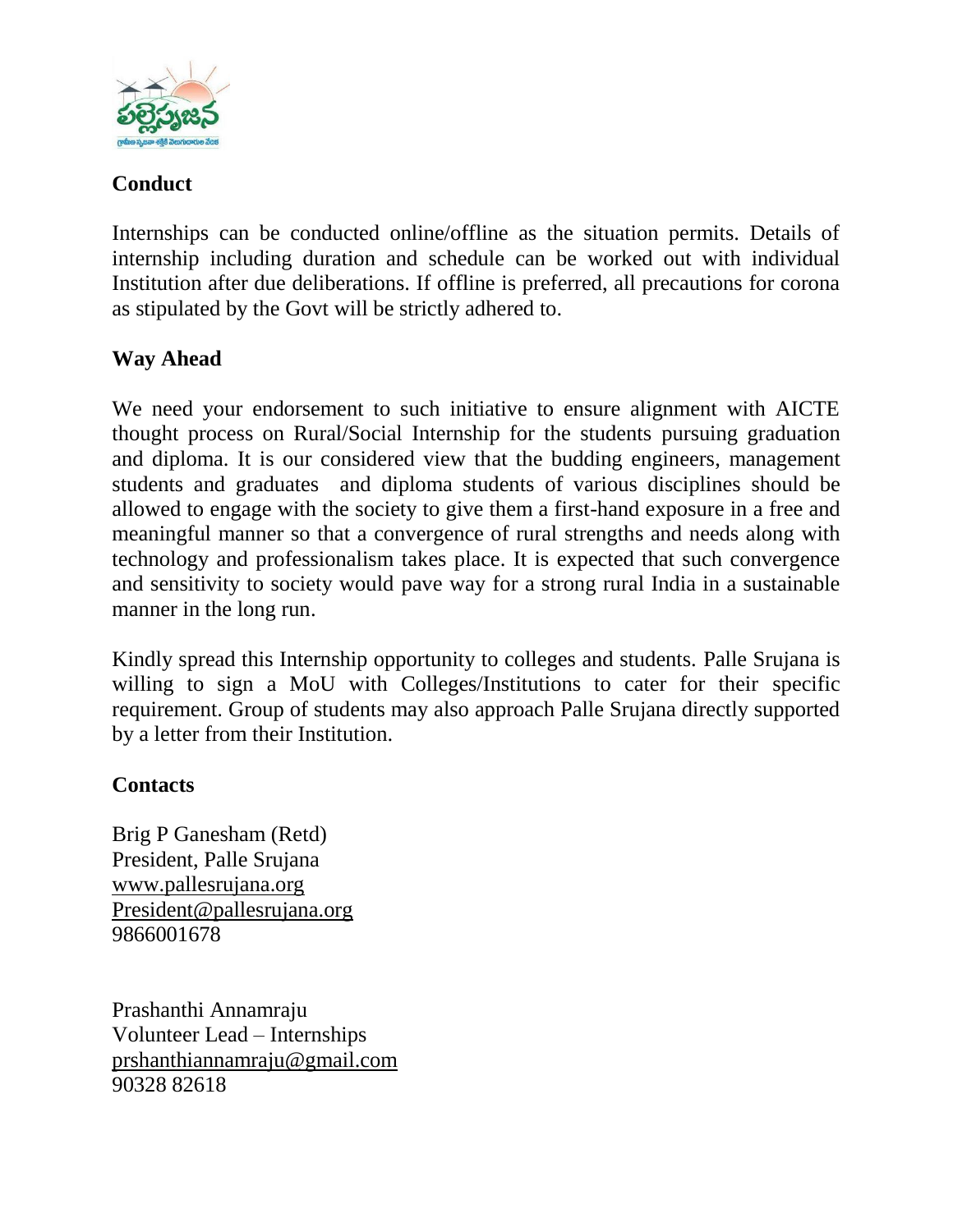## Conduct

Internships can be conducted online/offline as the situation permits. Details of internship including duration and schedule can be worked out with individual Institution after due deliberations. If offline is preferred, all precautions for corona as stipulated by the Govt will be strictly adhered to.

## Way Ahead

We need your endorsement to such initiative to ensure alignment with AICTE thought process on Rural/Social Internship for the students pursuing graduation and diploma. It is our considered view that the budding engineers, management students and graduates and diploma students of various disciplines should be allowed to engage with the society to give them a first-hand exposure in a free and meaningful manner so that a convergence of rural strengths and needs along with technology and professionalism takes place. It is expected that such convergence and sensitivity to society would pave way for a strong rural India in a sustainable manner in the long run.

Kindly spread this Internship opportunity to colleges and students. Palle Srujana is willing to sign a MoU with Colleges/Institutions to cater for their specific requirement. Group of students may also approach Palle Srujana directly supported by a letter from their Institution.

## Contacts

Brig P Ganesham (Retd)
President, Palle Srujana
www.pallesrujana.org
President@pallesrujana.org
9866001678

Prashanthi Annamraju
Volunteer Lead – Internships
prshanthiannamraju@gmail.com
90328 82618